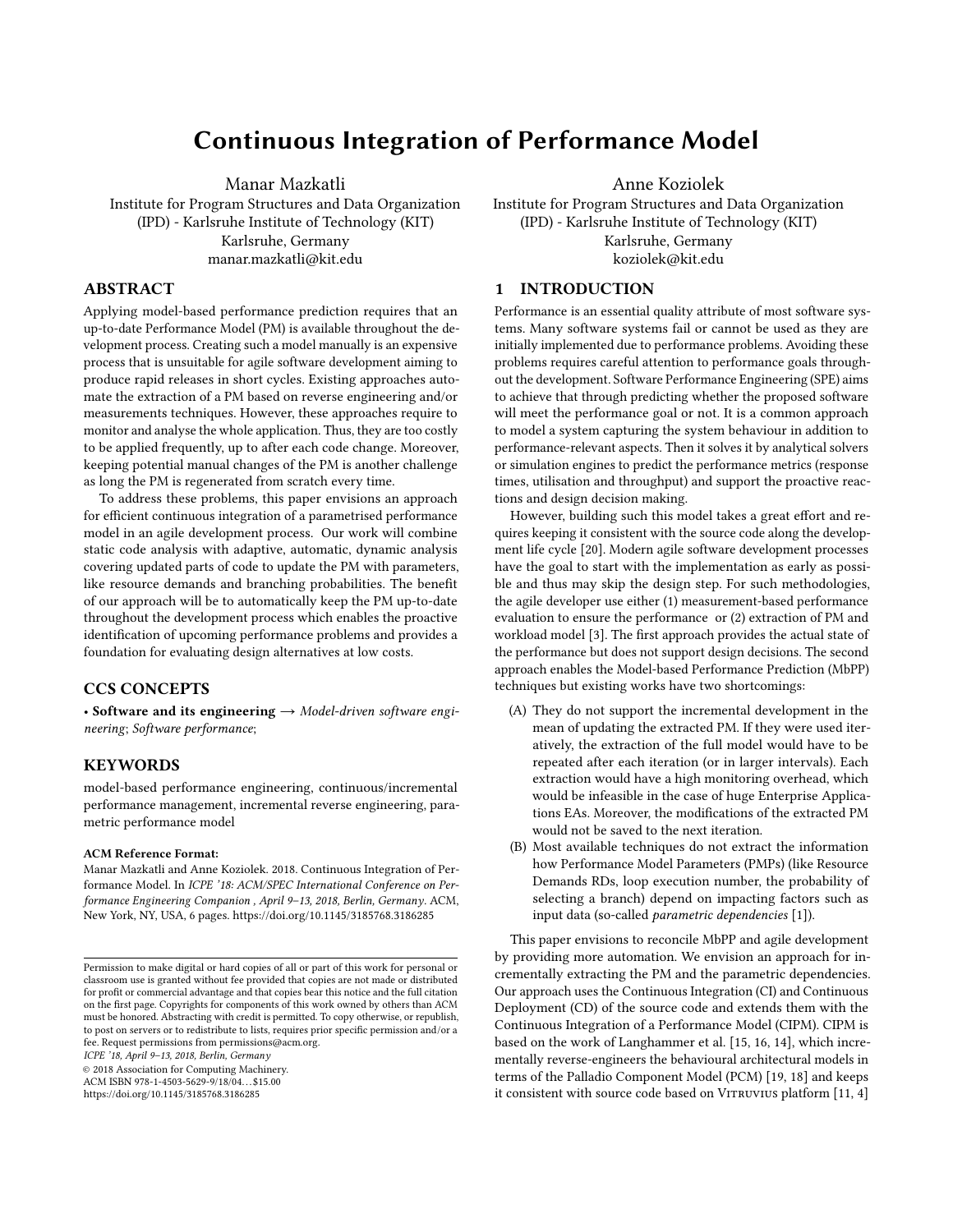# Continuous Integration of Performance Model

Manar Mazkatli
Institute for Program Structures and Data Organization (IPD) - Karlsruhe Institute of Technology (KIT)
Karlsruhe, Germany
manar.mazkatli@kit.edu

Anne Koziolek
Institute for Program Structures and Data Organization (IPD) - Karlsruhe Institute of Technology (KIT)
Karlsruhe, Germany
koziolek@kit.edu

## ABSTRACT

Applying model-based performance prediction requires that an up-to-date Performance Model (PM) is available throughout the development process. Creating such a model manually is an expensive process that is unsuitable for agile software development aiming to produce rapid releases in short cycles. Existing approaches automate the extraction of a PM based on reverse engineering and/or measurements techniques. However, these approaches require to monitor and analyse the whole application. Thus, they are too costly to be applied frequently, up to after each code change. Moreover, keeping potential manual changes of the PM is another challenge as long the PM is regenerated from scratch every time.

To address these problems, this paper envisions an approach for efficient continuous integration of a parametrised performance model in an agile development process. Our work will combine static code analysis with adaptive, automatic, dynamic analysis covering updated parts of code to update the PM with parameters, like resource demands and branching probabilities. The benefit of our approach will be to automatically keep the PM up-to-date throughout the development process which enables the proactive identification of upcoming performance problems and provides a foundation for evaluating design alternatives at low costs.

## CCS CONCEPTS

• **Software and its engineering** → *Model-driven software engineering*; *Software performance*;

## KEYWORDS

model-based performance engineering, continuous/incremental performance management, incremental reverse engineering, parametric performance model

**ACM Reference Format:**
Manar Mazkatli and Anne Koziolek. 2018. Continuous Integration of Performance Model. In *ICPE '18: ACM/SPEC International Conference on Performance Engineering Companion , April 9–13, 2018, Berlin, Germany.* ACM, New York, NY, USA, 6 pages. https://doi.org/10.1145/3185768.3186285

Permission to make digital or hard copies of all or part of this work for personal or classroom use is granted without fee provided that copies are not made or distributed for profit or commercial advantage and that copies bear this notice and the full citation on the first page. Copyrights for components of this work owned by others than ACM must be honored. Abstracting with credit is permitted. To copy otherwise, or republish, to post on servers or to redistribute to lists, requires prior specific permission and/or a fee. Request permissions from permissions@acm.org.
*ICPE '18, April 9–13, 2018, Berlin, Germany*
© 2018 Association for Computing Machinery.
ACM ISBN 978-1-4503-5629-9/18/04…$15.00
https://doi.org/10.1145/3185768.3186285

## 1 INTRODUCTION

Performance is an essential quality attribute of most software systems. Many software systems fail or cannot be used as they are initially implemented due to performance problems. Avoiding these problems requires careful attention to performance goals throughout the development. Software Performance Engineering (SPE) aims to achieve that through predicting whether the proposed software will meet the performance goal or not. It is a common approach to model a system capturing the system behaviour in addition to performance-relevant aspects. Then it solves it by analytical solvers or simulation engines to predict the performance metrics (response times, utilisation and throughput) and support the proactive reactions and design decision making.

However, building such this model takes a great effort and requires keeping it consistent with the source code along the development life cycle [20]. Modern agile software development processes have the goal to start with the implementation as early as possible and thus may skip the design step. For such methodologies, the agile developer use either (1) measurement-based performance evaluation to ensure the performance or (2) extraction of PM and workload model [3]. The first approach provides the actual state of the performance but does not support design decisions. The second approach enables the Model-based Performance Prediction (MbPP) techniques but existing works have two shortcomings:

(A) They do not support the incremental development in the mean of updating the extracted PM. If they were used iteratively, the extraction of the full model would have to be repeated after each iteration (or in larger intervals). Each extraction would have a high monitoring overhead, which would be infeasible in the case of huge Enterprise Applications EAs. Moreover, the modifications of the extracted PM would not be saved to the next iteration.

(B) Most available techniques do not extract the information how Performance Model Parameters (PMPs) (like Resource Demands RDs, loop execution number, the probability of selecting a branch) depend on impacting factors such as input data (so-called *parametric dependencies* [1]).

This paper envisions to reconcile MbPP and agile development by providing more automation. We envision an approach for incrementally extracting the PM and the parametric dependencies. Our approach uses the Continuous Integration (CI) and Continuous Deployment (CD) of the source code and extends them with the Continuous Integration of a Performance Model (CIPM). CIPM is based on the work of Langhammer et al. [15, 16, 14], which incrementally reverse-engineers the behavioural architectural models in terms of the Palladio Component Model (PCM) [19, 18] and keeps it consistent with source code based on Vitruvius platform [11, 4]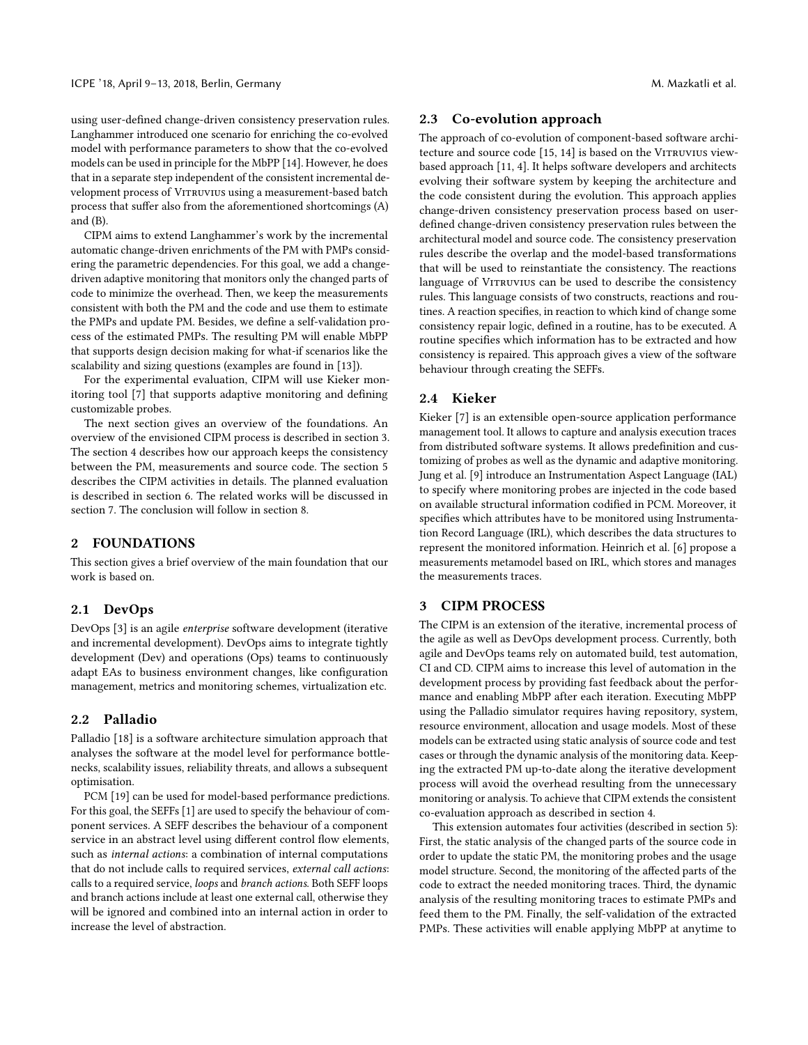using user-defined change-driven consistency preservation rules. Langhammer introduced one scenario for enriching the co-evolved model with performance parameters to show that the co-evolved models can be used in principle for the MbPP [14]. However, he does that in a separate step independent of the consistent incremental development process of Vitruvius using a measurement-based batch process that suffer also from the aforementioned shortcomings (A) and (B).

CIPM aims to extend Langhammer's work by the incremental automatic change-driven enrichments of the PM with PMPs considering the parametric dependencies. For this goal, we add a change-driven adaptive monitoring that monitors only the changed parts of code to minimize the overhead. Then, we keep the measurements consistent with both the PM and the code and use them to estimate the PMPs and update PM. Besides, we define a self-validation process of the estimated PMPs. The resulting PM will enable MbPP that supports design decision making for what-if scenarios like the scalability and sizing questions (examples are found in [13]).

For the experimental evaluation, CIPM will use Kieker monitoring tool [7] that supports adaptive monitoring and defining customizable probes.

The next section gives an overview of the foundations. An overview of the envisioned CIPM process is described in section 3. The section 4 describes how our approach keeps the consistency between the PM, measurements and source code. The section 5 describes the CIPM activities in details. The planned evaluation is described in section 6. The related works will be discussed in section 7. The conclusion will follow in section 8.

## 2 FOUNDATIONS

This section gives a brief overview of the main foundation that our work is based on.

### 2.1 DevOps

DevOps [3] is an agile *enterprise* software development (iterative and incremental development). DevOps aims to integrate tightly development (Dev) and operations (Ops) teams to continuously adapt EAs to business environment changes, like configuration management, metrics and monitoring schemes, virtualization etc.

### 2.2 Palladio

Palladio [18] is a software architecture simulation approach that analyses the software at the model level for performance bottlenecks, scalability issues, reliability threats, and allows a subsequent optimisation.

PCM [19] can be used for model-based performance predictions. For this goal, the SEFFs [1] are used to specify the behaviour of component services. A SEFF describes the behaviour of a component service in an abstract level using different control flow elements, such as *internal actions*: a combination of internal computations that do not include calls to required services, *external call actions*: calls to a required service, *loops* and *branch actions*. Both SEFF loops and branch actions include at least one external call, otherwise they will be ignored and combined into an internal action in order to increase the level of abstraction.

### 2.3 Co-evolution approach

The approach of co-evolution of component-based software architecture and source code [15, 14] is based on the Vitruvius view-based approach [11, 4]. It helps software developers and architects evolving their software system by keeping the architecture and the code consistent during the evolution. This approach applies change-driven consistency preservation process based on user-defined change-driven consistency preservation rules between the architectural model and source code. The consistency preservation rules describe the overlap and the model-based transformations that will be used to reinstantiate the consistency. The reactions language of Vitruvius can be used to describe the consistency rules. This language consists of two constructs, reactions and routines. A reaction specifies, in reaction to which kind of change some consistency repair logic, defined in a routine, has to be executed. A routine specifies which information has to be extracted and how consistency is repaired. This approach gives a view of the software behaviour through creating the SEFFs.

### 2.4 Kieker

Kieker [7] is an extensible open-source application performance management tool. It allows to capture and analysis execution traces from distributed software systems. It allows predefinition and customizing of probes as well as the dynamic and adaptive monitoring. Jung et al. [9] introduce an Instrumentation Aspect Language (IAL) to specify where monitoring probes are injected in the code based on available structural information codified in PCM. Moreover, it specifies which attributes have to be monitored using Instrumentation Record Language (IRL), which describes the data structures to represent the monitored information. Heinrich et al. [6] propose a measurements metamodel based on IRL, which stores and manages the measurements traces.

## 3 CIPM PROCESS

The CIPM is an extension of the iterative, incremental process of the agile as well as DevOps development process. Currently, both agile and DevOps teams rely on automated build, test automation, CI and CD. CIPM aims to increase this level of automation in the development process by providing fast feedback about the performance and enabling MbPP after each iteration. Executing MbPP using the Palladio simulator requires having repository, system, resource environment, allocation and usage models. Most of these models can be extracted using static analysis of source code and test cases or through the dynamic analysis of the monitoring data. Keeping the extracted PM up-to-date along the iterative development process will avoid the overhead resulting from the unnecessary monitoring or analysis. To achieve that CIPM extends the consistent co-evaluation approach as described in section 4.

This extension automates four activities (described in section 5): First, the static analysis of the changed parts of the source code in order to update the static PM, the monitoring probes and the usage model structure. Second, the monitoring of the affected parts of the code to extract the needed monitoring traces. Third, the dynamic analysis of the resulting monitoring traces to estimate PMPs and feed them to the PM. Finally, the self-validation of the extracted PMPs. These activities will enable applying MbPP at anytime to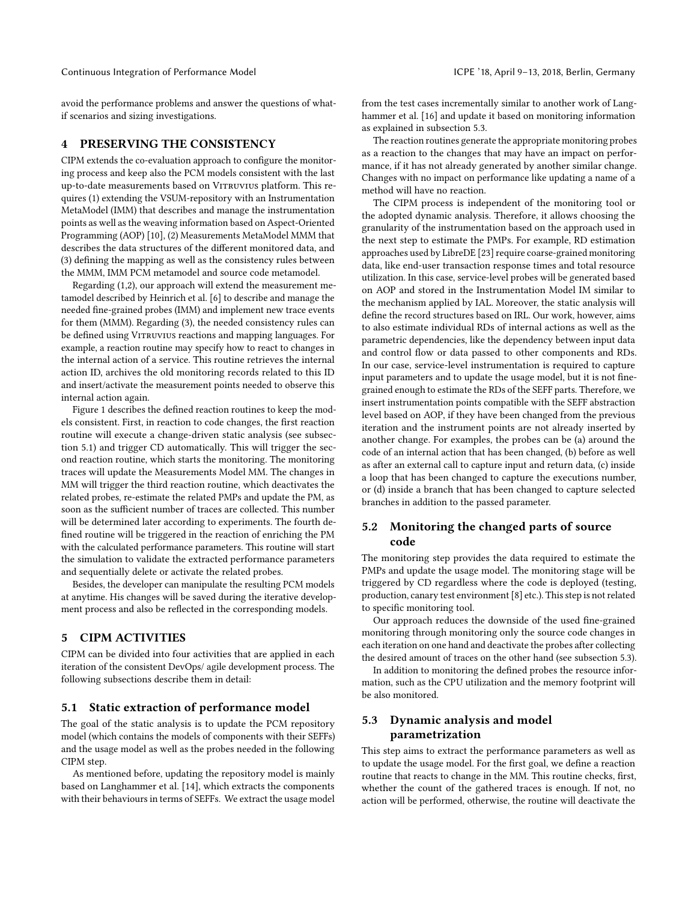avoid the performance problems and answer the questions of what-if scenarios and sizing investigations.

## 4 PRESERVING THE CONSISTENCY

CIPM extends the co-evaluation approach to configure the monitoring process and keep also the PCM models consistent with the last up-to-date measurements based on Vitruvius platform. This requires (1) extending the VSUM-repository with an Instrumentation MetaModel (IMM) that describes and manage the instrumentation points as well as the weaving information based on Aspect-Oriented Programming (AOP) [10], (2) Measurements MetaModel MMM that describes the data structures of the different monitored data, and (3) defining the mapping as well as the consistency rules between the MMM, IMM PCM metamodel and source code metamodel.

Regarding (1,2), our approach will extend the measurement metamodel described by Heinrich et al. [6] to describe and manage the needed fine-grained probes (IMM) and implement new trace events for them (MMM). Regarding (3), the needed consistency rules can be defined using Vitruvius reactions and mapping languages. For example, a reaction routine may specify how to react to changes in the internal action of a service. This routine retrieves the internal action ID, archives the old monitoring records related to this ID and insert/activate the measurement points needed to observe this internal action again.

Figure 1 describes the defined reaction routines to keep the models consistent. First, in reaction to code changes, the first reaction routine will execute a change-driven static analysis (see subsection 5.1) and trigger CD automatically. This will trigger the second reaction routine, which starts the monitoring. The monitoring traces will update the Measurements Model MM. The changes in MM will trigger the third reaction routine, which deactivates the related probes, re-estimate the related PMPs and update the PM, as soon as the sufficient number of traces are collected. This number will be determined later according to experiments. The fourth defined routine will be triggered in the reaction of enriching the PM with the calculated performance parameters. This routine will start the simulation to validate the extracted performance parameters and sequentially delete or activate the related probes.

Besides, the developer can manipulate the resulting PCM models at anytime. His changes will be saved during the iterative development process and also be reflected in the corresponding models.

## 5 CIPM ACTIVITIES

CIPM can be divided into four activities that are applied in each iteration of the consistent DevOps/ agile development process. The following subsections describe them in detail:

### 5.1 Static extraction of performance model

The goal of the static analysis is to update the PCM repository model (which contains the models of components with their SEFFs) and the usage model as well as the probes needed in the following CIPM step.

As mentioned before, updating the repository model is mainly based on Langhammer et al. [14], which extracts the components with their behaviours in terms of SEFFs. We extract the usage model from the test cases incrementally similar to another work of Langhammer et al. [16] and update it based on monitoring information as explained in subsection 5.3.

The reaction routines generate the appropriate monitoring probes as a reaction to the changes that may have an impact on performance, if it has not already generated by another similar change. Changes with no impact on performance like updating a name of a method will have no reaction.

The CIPM process is independent of the monitoring tool or the adopted dynamic analysis. Therefore, it allows choosing the granularity of the instrumentation based on the approach used in the next step to estimate the PMPs. For example, RD estimation approaches used by LibreDE [23] require coarse-grained monitoring data, like end-user transaction response times and total resource utilization. In this case, service-level probes will be generated based on AOP and stored in the Instrumentation Model IM similar to the mechanism applied by IAL. Moreover, the static analysis will define the record structures based on IRL. Our work, however, aims to also estimate individual RDs of internal actions as well as the parametric dependencies, like the dependency between input data and control flow or data passed to other components and RDs. In our case, service-level instrumentation is required to capture input parameters and to update the usage model, but it is not fine-grained enough to estimate the RDs of the SEFF parts. Therefore, we insert instrumentation points compatible with the SEFF abstraction level based on AOP, if they have been changed from the previous iteration and the instrument points are not already inserted by another change. For examples, the probes can be (a) around the code of an internal action that has been changed, (b) before as well as after an external call to capture input and return data, (c) inside a loop that has been changed to capture the executions number, or (d) inside a branch that has been changed to capture selected branches in addition to the passed parameter.

### 5.2 Monitoring the changed parts of source code

The monitoring step provides the data required to estimate the PMPs and update the usage model. The monitoring stage will be triggered by CD regardless where the code is deployed (testing, production, canary test environment [8] etc.). This step is not related to specific monitoring tool.

Our approach reduces the downside of the used fine-grained monitoring through monitoring only the source code changes in each iteration on one hand and deactivate the probes after collecting the desired amount of traces on the other hand (see subsection 5.3).

In addition to monitoring the defined probes the resource information, such as the CPU utilization and the memory footprint will be also monitored.

### 5.3 Dynamic analysis and model parametrization

This step aims to extract the performance parameters as well as to update the usage model. For the first goal, we define a reaction routine that reacts to change in the MM. This routine checks, first, whether the count of the gathered traces is enough. If not, no action will be performed, otherwise, the routine will deactivate the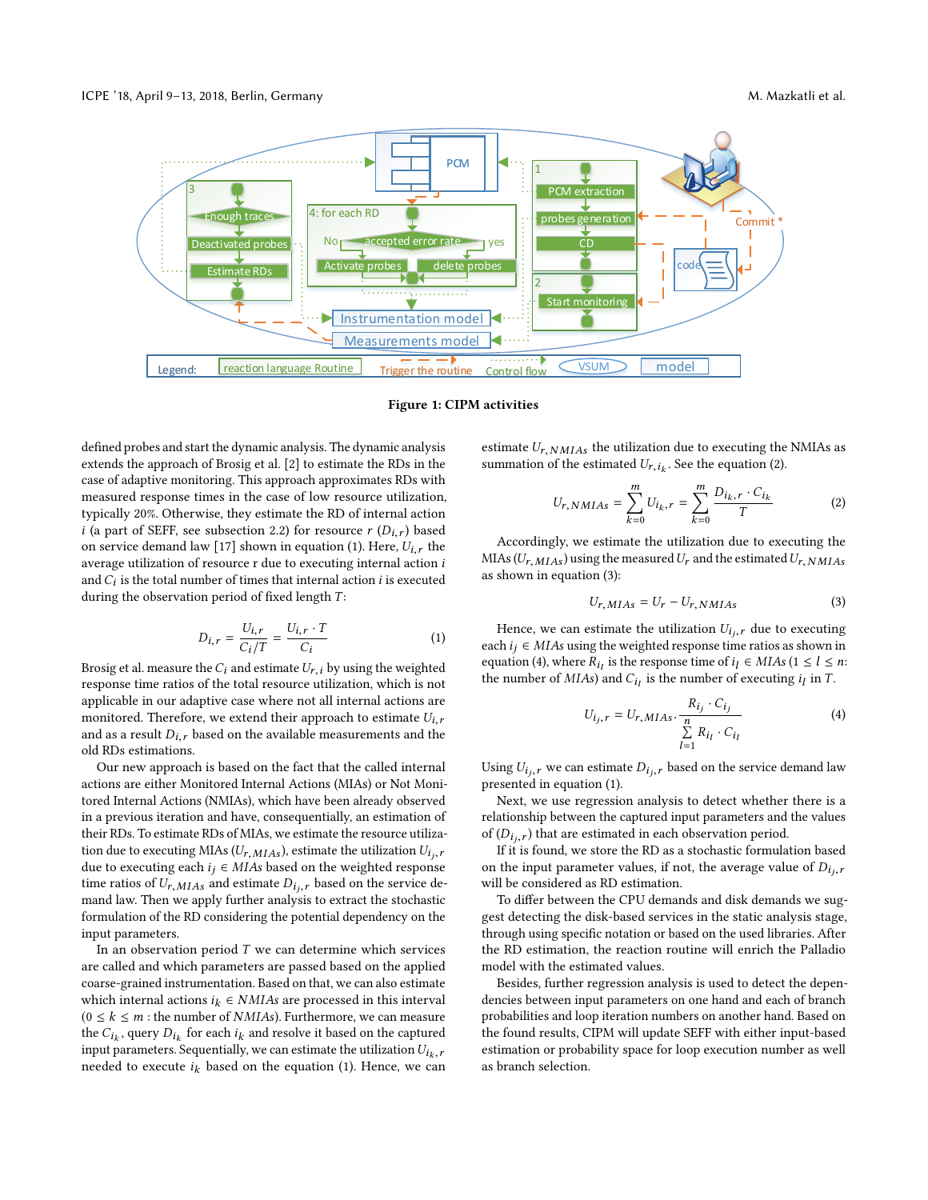Figure 1: CIPM activities

defined probes and start the dynamic analysis. The dynamic analysis extends the approach of Brosig et al. [2] to estimate the RDs in the case of adaptive monitoring. This approach approximates RDs with measured response times in the case of low resource utilization, typically 20%. Otherwise, they estimate the RD of internal action $i$ (a part of SEFF, see subsection 2.2) for resource $r$ ($D_{i,r}$) based on service demand law [17] shown in equation (1). Here, $U_{i,r}$ the average utilization of resource r due to executing internal action $i$ and $C_i$ is the total number of times that internal action $i$ is executed during the observation period of fixed length $T$:

$$D_{i,r} = \frac{U_{i,r}}{C_i/T} = \frac{U_{i,r} \cdot T}{C_i} \tag{1}$$

Brosig et al. measure the $C_i$ and estimate $U_{r,i}$ by using the weighted response time ratios of the total resource utilization, which is not applicable in our adaptive case where not all internal actions are monitored. Therefore, we extend their approach to estimate $U_{i,r}$ and as a result $D_{i,r}$ based on the available measurements and the old RDs estimations.

Our new approach is based on the fact that the called internal actions are either Monitored Internal Actions (MIAs) or Not Monitored Internal Actions (NMIAs), which have been already observed in a previous iteration and have, consequentially, an estimation of their RDs. To estimate RDs of MIAs, we estimate the resource utilization due to executing MIAs ($U_{r,MIAs}$), estimate the utilization $U_{i_j,r}$ due to executing each $i_j \in MIAs$ based on the weighted response time ratios of $U_{r,MIAs}$ and estimate $D_{i_j,r}$ based on the service demand law. Then we apply further analysis to extract the stochastic formulation of the RD considering the potential dependency on the input parameters.

In an observation period $T$ we can determine which services are called and which parameters are passed based on the applied coarse-grained instrumentation. Based on that, we can also estimate which internal actions $i_k \in NMIAs$ are processed in this interval ($0 \le k \le m$ : the number of $NMIAs$). Furthermore, we can measure the $C_{i_k}$, query $D_{i_k}$ for each $i_k$ and resolve it based on the captured input parameters. Sequentially, we can estimate the utilization $U_{i_k,r}$ needed to execute $i_k$ based on the equation (1). Hence, we can estimate $U_{r,NMIAs}$ the utilization due to executing the NMIAs as summation of the estimated $U_{r,i_k}$. See the equation (2).

$$U_{r,NMIAs} = \sum_{k=0}^{m} U_{i_k,r} = \sum_{k=0}^{m} \frac{D_{i_k,r} \cdot C_{i_k}}{T} \tag{2}$$

Accordingly, we estimate the utilization due to executing the MIAs ($U_{r,MIAs}$) using the measured $U_r$ and the estimated $U_{r,NMIAs}$ as shown in equation (3):

$$U_{r,MIAs} = U_r - U_{r,NMIAs} \tag{3}$$

Hence, we can estimate the utilization $U_{i_j,r}$ due to executing each $i_j \in MIAs$ using the weighted response time ratios as shown in equation (4), where $R_{i_l}$ is the response time of $i_l \in MIAs$ ($1 \le l \le n$: the number of $MIAs$) and $C_{i_l}$ is the number of executing $i_l$ in $T$.

$$U_{i_j,r} = U_{r,MIAs} \cdot \frac{R_{i_j} \cdot C_{i_j}}{\sum_{l=1}^{n} R_{i_l} \cdot C_{i_l}} \tag{4}$$

Using $U_{i_j,r}$ we can estimate $D_{i_j,r}$ based on the service demand law presented in equation (1).

Next, we use regression analysis to detect whether there is a relationship between the captured input parameters and the values of ($D_{i_j,r}$) that are estimated in each observation period.

If it is found, we store the RD as a stochastic formulation based on the input parameter values, if not, the average value of $D_{i_j,r}$ will be considered as RD estimation.

To differ between the CPU demands and disk demands we suggest detecting the disk-based services in the static analysis stage, through using specific notation or based on the used libraries. After the RD estimation, the reaction routine will enrich the Palladio model with the estimated values.

Besides, further regression analysis is used to detect the dependencies between input parameters on one hand and each of branch probabilities and loop iteration numbers on another hand. Based on the found results, CIPM will update SEFF with either input-based estimation or probability space for loop execution number as well as branch selection.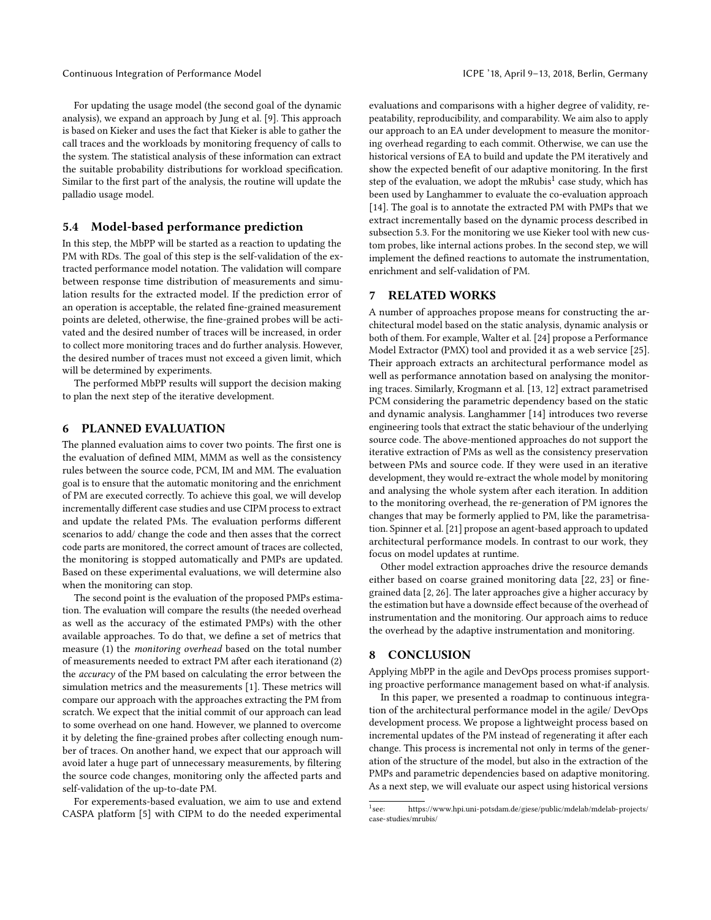For updating the usage model (the second goal of the dynamic analysis), we expand an approach by Jung et al. [9]. This approach is based on Kieker and uses the fact that Kieker is able to gather the call traces and the workloads by monitoring frequency of calls to the system. The statistical analysis of these information can extract the suitable probability distributions for workload specification. Similar to the first part of the analysis, the routine will update the palladio usage model.

### 5.4 Model-based performance prediction

In this step, the MbPP will be started as a reaction to updating the PM with RDs. The goal of this step is the self-validation of the extracted performance model notation. The validation will compare between response time distribution of measurements and simulation results for the extracted model. If the prediction error of an operation is acceptable, the related fine-grained measurement points are deleted, otherwise, the fine-grained probes will be activated and the desired number of traces will be increased, in order to collect more monitoring traces and do further analysis. However, the desired number of traces must not exceed a given limit, which will be determined by experiments.

The performed MbPP results will support the decision making to plan the next step of the iterative development.

## 6 PLANNED EVALUATION

The planned evaluation aims to cover two points. The first one is the evaluation of defined MIM, MMM as well as the consistency rules between the source code, PCM, IM and MM. The evaluation goal is to ensure that the automatic monitoring and the enrichment of PM are executed correctly. To achieve this goal, we will develop incrementally different case studies and use CIPM process to extract and update the related PMs. The evaluation performs different scenarios to add/ change the code and then asses that the correct code parts are monitored, the correct amount of traces are collected, the monitoring is stopped automatically and PMPs are updated. Based on these experimental evaluations, we will determine also when the monitoring can stop.

The second point is the evaluation of the proposed PMPs estimation. The evaluation will compare the results (the needed overhead as well as the accuracy of the estimated PMPs) with the other available approaches. To do that, we define a set of metrics that measure (1) the *monitoring overhead* based on the total number of measurements needed to extract PM after each iterationand (2) the *accuracy* of the PM based on calculating the error between the simulation metrics and the measurements [1]. These metrics will compare our approach with the approaches extracting the PM from scratch. We expect that the initial commit of our approach can lead to some overhead on one hand. However, we planned to overcome it by deleting the fine-grained probes after collecting enough number of traces. On another hand, we expect that our approach will avoid later a huge part of unnecessary measurements, by filtering the source code changes, monitoring only the affected parts and self-validation of the up-to-date PM.

For experements-based evaluation, we aim to use and extend CASPA platform [5] with CIPM to do the needed experimental evaluations and comparisons with a higher degree of validity, repeatability, reproducibility, and comparability. We aim also to apply our approach to an EA under development to measure the monitoring overhead regarding to each commit. Otherwise, we can use the historical versions of EA to build and update the PM iteratively and show the expected benefit of our adaptive monitoring. In the first step of the evaluation, we adopt the mRubis[1] case study, which has been used by Langhammer to evaluate the co-evaluation approach [14]. The goal is to annotate the extracted PM with PMPs that we extract incrementally based on the dynamic process described in subsection 5.3. For the monitoring we use Kieker tool with new custom probes, like internal actions probes. In the second step, we will implement the defined reactions to automate the instrumentation, enrichment and self-validation of PM.

## 7 RELATED WORKS

A number of approaches propose means for constructing the architectural model based on the static analysis, dynamic analysis or both of them. For example, Walter et al. [24] propose a Performance Model Extractor (PMX) tool and provided it as a web service [25]. Their approach extracts an architectural performance model as well as performance annotation based on analysing the monitoring traces. Similarly, Krogmann et al. [13, 12] extract parametrised PCM considering the parametric dependency based on the static and dynamic analysis. Langhammer [14] introduces two reverse engineering tools that extract the static behaviour of the underlying source code. The above-mentioned approaches do not support the iterative extraction of PMs as well as the consistency preservation between PMs and source code. If they were used in an iterative development, they would re-extract the whole model by monitoring and analysing the whole system after each iteration. In addition to the monitoring overhead, the re-generation of PM ignores the changes that may be formerly applied to PM, like the parametrisation. Spinner et al. [21] propose an agent-based approach to updated architectural performance models. In contrast to our work, they focus on model updates at runtime.

Other model extraction approaches drive the resource demands either based on coarse grained monitoring data [22, 23] or fine-grained data [2, 26]. The later approaches give a higher accuracy by the estimation but have a downside effect because of the overhead of instrumentation and the monitoring. Our approach aims to reduce the overhead by the adaptive instrumentation and monitoring.

## 8 CONCLUSION

Applying MbPP in the agile and DevOps process promises supporting proactive performance management based on what-if analysis.

In this paper, we presented a roadmap to continuous integration of the architectural performance model in the agile/ DevOps development process. We propose a lightweight process based on incremental updates of the PM instead of regenerating it after each change. This process is incremental not only in terms of the generation of the structure of the model, but also in the extraction of the PMPs and parametric dependencies based on adaptive monitoring. As a next step, we will evaluate our aspect using historical versions

[1] see: https://www.hpi.uni-potsdam.de/giese/public/mdelab/mdelab-projects/case-studies/mrubis/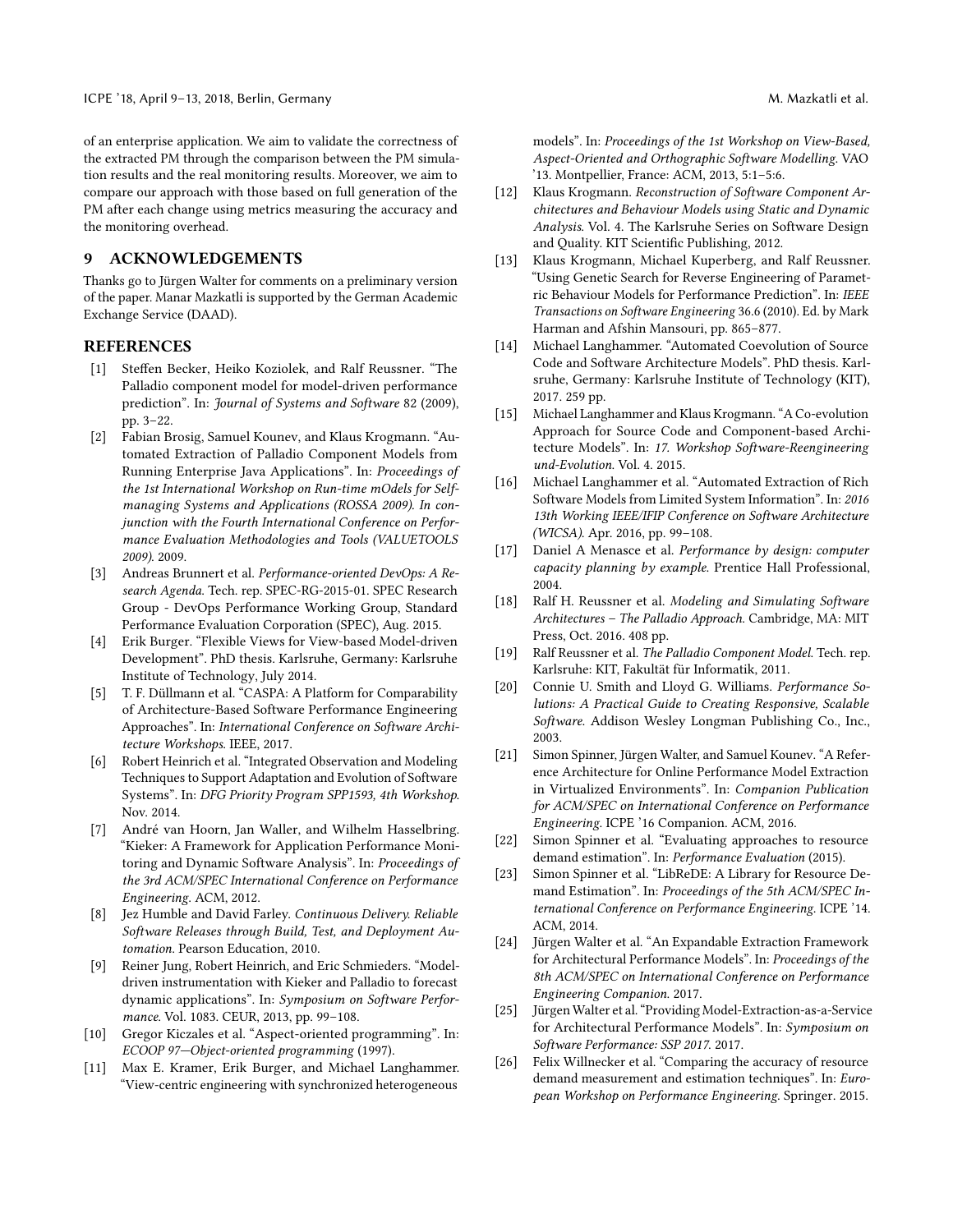of an enterprise application. We aim to validate the correctness of the extracted PM through the comparison between the PM simulation results and the real monitoring results. Moreover, we aim to compare our approach with those based on full generation of the PM after each change using metrics measuring the accuracy and the monitoring overhead.

## 9 ACKNOWLEDGEMENTS

Thanks go to Jürgen Walter for comments on a preliminary version of the paper. Manar Mazkatli is supported by the German Academic Exchange Service (DAAD).

## REFERENCES

[1] Steffen Becker, Heiko Koziolek, and Ralf Reussner. "The Palladio component model for model-driven performance prediction". In: *Journal of Systems and Software* 82 (2009), pp. 3–22.

[2] Fabian Brosig, Samuel Kounev, and Klaus Krogmann. "Automated Extraction of Palladio Component Models from Running Enterprise Java Applications". In: *Proceedings of the 1st International Workshop on Run-time mOdels for Self-managing Systems and Applications (ROSSA 2009). In conjunction with the Fourth International Conference on Performance Evaluation Methodologies and Tools (VALUETOOLS 2009)*. 2009.

[3] Andreas Brunnert et al. *Performance-oriented DevOps: A Research Agenda*. Tech. rep. SPEC-RG-2015-01. SPEC Research Group - DevOps Performance Working Group, Standard Performance Evaluation Corporation (SPEC), Aug. 2015.

[4] Erik Burger. "Flexible Views for View-based Model-driven Development". PhD thesis. Karlsruhe, Germany: Karlsruhe Institute of Technology, July 2014.

[5] T. F. Düllmann et al. "CASPA: A Platform for Comparability of Architecture-Based Software Performance Engineering Approaches". In: *International Conference on Software Architecture Workshops*. IEEE, 2017.

[6] Robert Heinrich et al. "Integrated Observation and Modeling Techniques to Support Adaptation and Evolution of Software Systems". In: *DFG Priority Program SPP1593, 4th Workshop*. Nov. 2014.

[7] André van Hoorn, Jan Waller, and Wilhelm Hasselbring. "Kieker: A Framework for Application Performance Monitoring and Dynamic Software Analysis". In: *Proceedings of the 3rd ACM/SPEC International Conference on Performance Engineering*. ACM, 2012.

[8] Jez Humble and David Farley. *Continuous Delivery. Reliable Software Releases through Build, Test, and Deployment Automation*. Pearson Education, 2010.

[9] Reiner Jung, Robert Heinrich, and Eric Schmieders. "Model-driven instrumentation with Kieker and Palladio to forecast dynamic applications". In: *Symposium on Software Performance*. Vol. 1083. CEUR, 2013, pp. 99–108.

[10] Gregor Kiczales et al. "Aspect-oriented programming". In: *ECOOP 97—Object-oriented programming* (1997).

[11] Max E. Kramer, Erik Burger, and Michael Langhammer. "View-centric engineering with synchronized heterogeneous models". In: *Proceedings of the 1st Workshop on View-Based, Aspect-Oriented and Orthographic Software Modelling*. VAO '13. Montpellier, France: ACM, 2013, 5:1–5:6.

[12] Klaus Krogmann. *Reconstruction of Software Component Architectures and Behaviour Models using Static and Dynamic Analysis*. Vol. 4. The Karlsruhe Series on Software Design and Quality. KIT Scientific Publishing, 2012.

[13] Klaus Krogmann, Michael Kuperberg, and Ralf Reussner. "Using Genetic Search for Reverse Engineering of Parametric Behaviour Models for Performance Prediction". In: *IEEE Transactions on Software Engineering* 36.6 (2010). Ed. by Mark Harman and Afshin Mansouri, pp. 865–877.

[14] Michael Langhammer. "Automated Coevolution of Source Code and Software Architecture Models". PhD thesis. Karlsruhe, Germany: Karlsruhe Institute of Technology (KIT), 2017. 259 pp.

[15] Michael Langhammer and Klaus Krogmann. "A Co-evolution Approach for Source Code and Component-based Architecture Models". In: *17. Workshop Software-Reengineering und-Evolution*. Vol. 4. 2015.

[16] Michael Langhammer et al. "Automated Extraction of Rich Software Models from Limited System Information". In: *2016 13th Working IEEE/IFIP Conference on Software Architecture (WICSA)*. Apr. 2016, pp. 99–108.

[17] Daniel A Menasce et al. *Performance by design: computer capacity planning by example*. Prentice Hall Professional, 2004.

[18] Ralf H. Reussner et al. *Modeling and Simulating Software Architectures – The Palladio Approach*. Cambridge, MA: MIT Press, Oct. 2016. 408 pp.

[19] Ralf Reussner et al. *The Palladio Component Model*. Tech. rep. Karlsruhe: KIT, Fakultät für Informatik, 2011.

[20] Connie U. Smith and Lloyd G. Williams. *Performance Solutions: A Practical Guide to Creating Responsive, Scalable Software*. Addison Wesley Longman Publishing Co., Inc., 2003.

[21] Simon Spinner, Jürgen Walter, and Samuel Kounev. "A Reference Architecture for Online Performance Model Extraction in Virtualized Environments". In: *Companion Publication for ACM/SPEC on International Conference on Performance Engineering*. ICPE '16 Companion. ACM, 2016.

[22] Simon Spinner et al. "Evaluating approaches to resource demand estimation". In: *Performance Evaluation* (2015).

[23] Simon Spinner et al. "LibReDE: A Library for Resource Demand Estimation". In: *Proceedings of the 5th ACM/SPEC International Conference on Performance Engineering*. ICPE '14. ACM, 2014.

[24] Jürgen Walter et al. "An Expandable Extraction Framework for Architectural Performance Models". In: *Proceedings of the 8th ACM/SPEC on International Conference on Performance Engineering Companion*. 2017.

[25] Jürgen Walter et al. "Providing Model-Extraction-as-a-Service for Architectural Performance Models". In: *Symposium on Software Performance: SSP 2017*. 2017.

[26] Felix Willnecker et al. "Comparing the accuracy of resource demand measurement and estimation techniques". In: *European Workshop on Performance Engineering*. Springer. 2015.